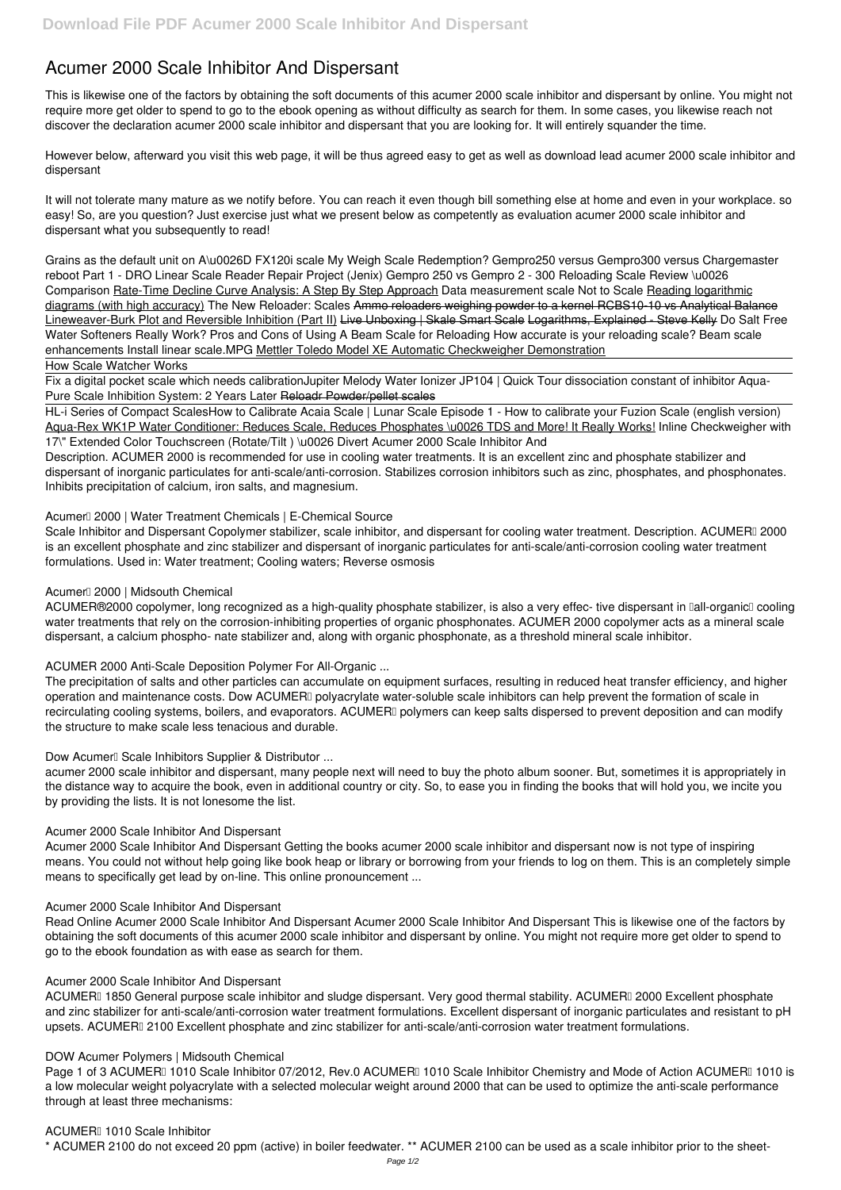# Acumer 2000 Scale Inhibitor And Dispersant

This is likewise one of the factors by obtaining the soft documents of this acumer 2000 scale inhibitor and dispersant by online. You might not require more get older to spend to go to the ebook opening as without difficulty as search for them. In some cases, you likewise reach not discover the declaration acumer 2000 scale inhibitor and dispersant that you are looking for. It will entirely squander the time.

However below, afterward you visit this web page, it will be thus agreed easy to get as well as download lead acumer 2000 scale inhibitor and dispersant

It will not tolerate many mature as we notify before. You can reach it even though bill something else at home and even in your workplace. so easy! So, are you question? Just exercise just what we present below as competently as evaluation acumer 2000 scale inhibitor and dispersant what you subsequently to read!

*Grains as the default unit on A\u0026D FX120i scale My Weigh Scale Redemption? Gempro250 versus Gempro300 versus Chargemaster reboot Part 1 - DRO Linear Scale Reader Repair Project (Jenix) Gempro 250 vs Gempro 2 - 300 Reloading Scale Review \u0026 Comparison* Rate-Time Decline Curve Analysis: A Step By Step Approach *Data measurement scale Not to Scale* Reading logarithmic diagrams (with high accuracy) *The New Reloader: Scales* Ammo reloaders weighing powder to a kernel RCBS10-10 vs Analytical Balance Lineweaver-Burk Plot and Reversible Inhibition (Part II) Live Unboxing | Skale Smart Scale Logarithms, Explained - Steve Kelly *Do Salt Free Water Softeners Really Work? Pros and Cons of Using A Beam Scale for Reloading How accurate is your reloading scale? Beam scale enhancements Install linear scale.MPG* Mettler Toledo Model XE Automatic Checkweigher Demonstration

How Scale Watcher Works

Fix a digital pocket scale which needs calibration*Jupiter Melody Water Ionizer JP104 | Quick Tour dissociation constant of inhibitor Aqua-Pure Scale Inhibition System: 2 Years Later* Reloadr Powder/pellet scales

HL-i Series of Compact Scales*How to Calibrate Acaia Scale | Lunar Scale Episode 1 - How to calibrate your Fuzion Scale (english version)* Aqua-Rex WK1P Water Conditioner: Reduces Scale, Reduces Phosphates \u0026 TDS and More! It Really Works! *Inline Checkweigher with 17\" Extended Color Touchscreen (Rotate/Tilt ) \u0026 Divert Acumer 2000 Scale Inhibitor And*

Description. ACUMER 2000 is recommended for use in cooling water treatments. It is an excellent zinc and phosphate stabilizer and dispersant of inorganic particulates for anti-scale/anti-corrosion. Stabilizes corrosion inhibitors such as zinc, phosphates, and phosphonates. Inhibits precipitation of calcium, iron salts, and magnesium.

### Acumer™ 2000 | Water Treatment Chemicals | E-Chemical Source

Scale Inhibitor and Dispersant Copolymer stabilizer, scale inhibitor, and dispersant for cooling water treatment. Description. ACUMER™ 2000 is an excellent phosphate and zinc stabilizer and dispersant of inorganic particulates for anti-scale/anti-corrosion cooling water treatment formulations. Used in: Water treatment; Cooling waters; Reverse osmosis

### Acumer™ 2000 | Midsouth Chemical

ACUMER®2000 copolymer, long recognized as a high-quality phosphate stabilizer, is also a very effec- tive dispersant in "all-organic" cooling water treatments that rely on the corrosion-inhibiting properties of organic phosphonates. ACUMER 2000 copolymer acts as a mineral scale dispersant, a calcium phospho- nate stabilizer and, along with organic phosphonate, as a threshold mineral scale inhibitor.

### ACUMER 2000 Anti-Scale Deposition Polymer For All-Organic ...

The precipitation of salts and other particles can accumulate on equipment surfaces, resulting in reduced heat transfer efficiency, and higher operation and maintenance costs. Dow ACUMER™ polyacrylate water-soluble scale inhibitors can help prevent the formation of scale in recirculating cooling systems, boilers, and evaporators. ACUMER™ polymers can keep salts dispersed to prevent deposition and can modify the structure to make scale less tenacious and durable.

### Dow Acumer™ Scale Inhibitors Supplier & Distributor ...

acumer 2000 scale inhibitor and dispersant, many people next will need to buy the photo album sooner. But, sometimes it is appropriately in the distance way to acquire the book, even in additional country or city. So, to ease you in finding the books that will hold you, we incite you by providing the lists. It is not lonesome the list.

### Acumer 2000 Scale Inhibitor And Dispersant

Acumer 2000 Scale Inhibitor And Dispersant Getting the books acumer 2000 scale inhibitor and dispersant now is not type of inspiring means. You could not without help going like book heap or library or borrowing from your friends to log on them. This is an completely simple means to specifically get lead by on-line. This online pronouncement ...

### Acumer 2000 Scale Inhibitor And Dispersant

Read Online Acumer 2000 Scale Inhibitor And Dispersant Acumer 2000 Scale Inhibitor And Dispersant This is likewise one of the factors by obtaining the soft documents of this acumer 2000 scale inhibitor and dispersant by online. You might not require more get older to spend to go to the ebook foundation as with ease as search for them.

### Acumer 2000 Scale Inhibitor And Dispersant

ACUMER™ 1850 General purpose scale inhibitor and sludge dispersant. Very good thermal stability. ACUMER™ 2000 Excellent phosphate and zinc stabilizer for anti-scale/anti-corrosion water treatment formulations. Excellent dispersant of inorganic particulates and resistant to pH upsets. ACUMER™ 2100 Excellent phosphate and zinc stabilizer for anti-scale/anti-corrosion water treatment formulations.

### DOW Acumer Polymers | Midsouth Chemical

Page 1 of 3 ACUMER™ 1010 Scale Inhibitor 07/2012, Rev.0 ACUMER™ 1010 Scale Inhibitor Chemistry and Mode of Action ACUMER™ 1010 is a low molecular weight polyacrylate with a selected molecular weight around 2000 that can be used to optimize the anti-scale performance through at least three mechanisms:

### ACUMER™ 1010 Scale Inhibitor

* ACUMER 2100 do not exceed 20 ppm (active) in boiler feedwater. ** ACUMER 2100 can be used as a scale inhibitor prior to the sheet-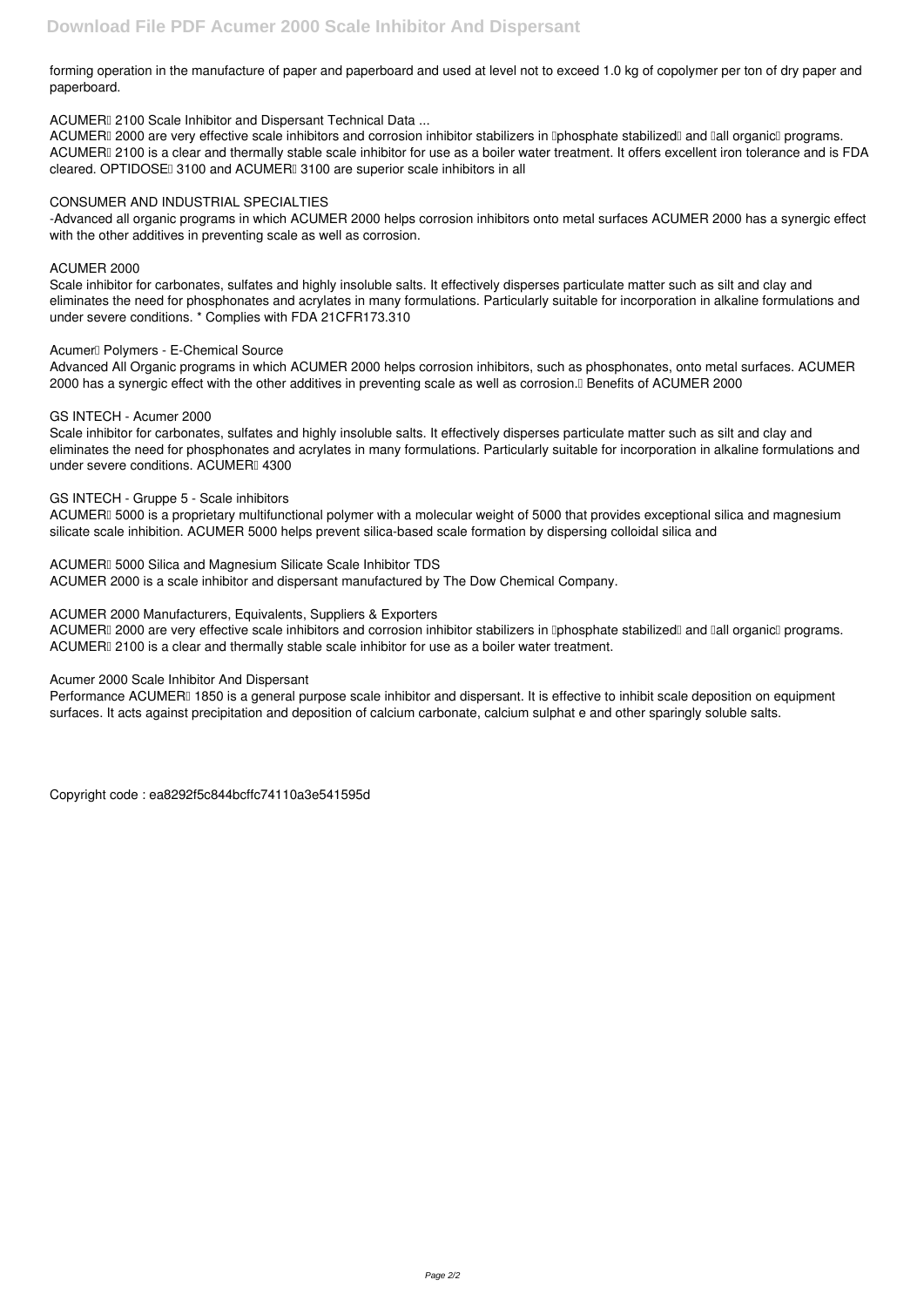forming operation in the manufacture of paper and paperboard and used at level not to exceed 1.0 kg of copolymer per ton of dry paper and paperboard.

**ACUMER™ 2100 Scale Inhibitor and Dispersant Technical Data ...**

ACUMER™ 2000 are very effective scale inhibitors and corrosion inhibitor stabilizers in "phosphate stabilized" and "all organic" programs. ACUMER™ 2100 is a clear and thermally stable scale inhibitor for use as a boiler water treatment. It offers excellent iron tolerance and is FDA cleared. OPTIDOSE™ 3100 and ACUMER™ 3100 are superior scale inhibitors in all

**CONSUMER AND INDUSTRIAL SPECIALTIES**

-Advanced all organic programs in which ACUMER 2000 helps corrosion inhibitors onto metal surfaces ACUMER 2000 has a synergic effect with the other additives in preventing scale as well as corrosion.

**ACUMER 2000**

Scale inhibitor for carbonates, sulfates and highly insoluble salts. It effectively disperses particulate matter such as silt and clay and eliminates the need for phosphonates and acrylates in many formulations. Particularly suitable for incorporation in alkaline formulations and under severe conditions. * Complies with FDA 21CFR173.310

**Acumer™ Polymers - E-Chemical Source**

Advanced All Organic programs in which ACUMER 2000 helps corrosion inhibitors, such as phosphonates, onto metal surfaces. ACUMER 2000 has a synergic effect with the other additives in preventing scale as well as corrosion." Benefits of ACUMER 2000

**GS INTECH - Acumer 2000**

Scale inhibitor for carbonates, sulfates and highly insoluble salts. It effectively disperses particulate matter such as silt and clay and eliminates the need for phosphonates and acrylates in many formulations. Particularly suitable for incorporation in alkaline formulations and under severe conditions. ACUMER™ 4300

**GS INTECH - Gruppe 5 - Scale inhibitors**

ACUMER™ 5000 is a proprietary multifunctional polymer with a molecular weight of 5000 that provides exceptional silica and magnesium silicate scale inhibition. ACUMER 5000 helps prevent silica-based scale formation by dispersing colloidal silica and

**ACUMER™ 5000 Silica and Magnesium Silicate Scale Inhibitor TDS**

ACUMER 2000 is a scale inhibitor and dispersant manufactured by The Dow Chemical Company.

**ACUMER 2000 Manufacturers, Equivalents, Suppliers & Exporters**

ACUMER™ 2000 are very effective scale inhibitors and corrosion inhibitor stabilizers in "phosphate stabilized" and "all organic" programs. ACUMER™ 2100 is a clear and thermally stable scale inhibitor for use as a boiler water treatment.

**Acumer 2000 Scale Inhibitor And Dispersant**

Performance ACUMER™ 1850 is a general purpose scale inhibitor and dispersant. It is effective to inhibit scale deposition on equipment surfaces. It acts against precipitation and deposition of calcium carbonate, calcium sulphat e and other sparingly soluble salts.

Copyright code : ea8292f5c844bcffc74110a3e541595d